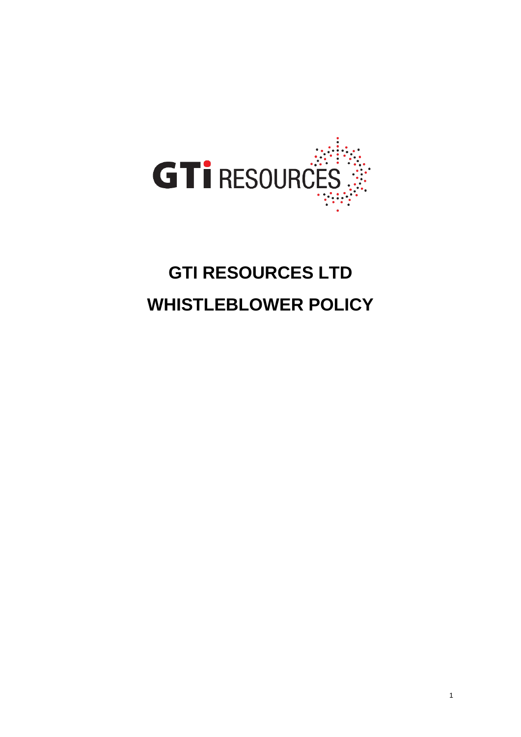# GTI RESOURCES LTD

# WHISTLEBLOWER POLICY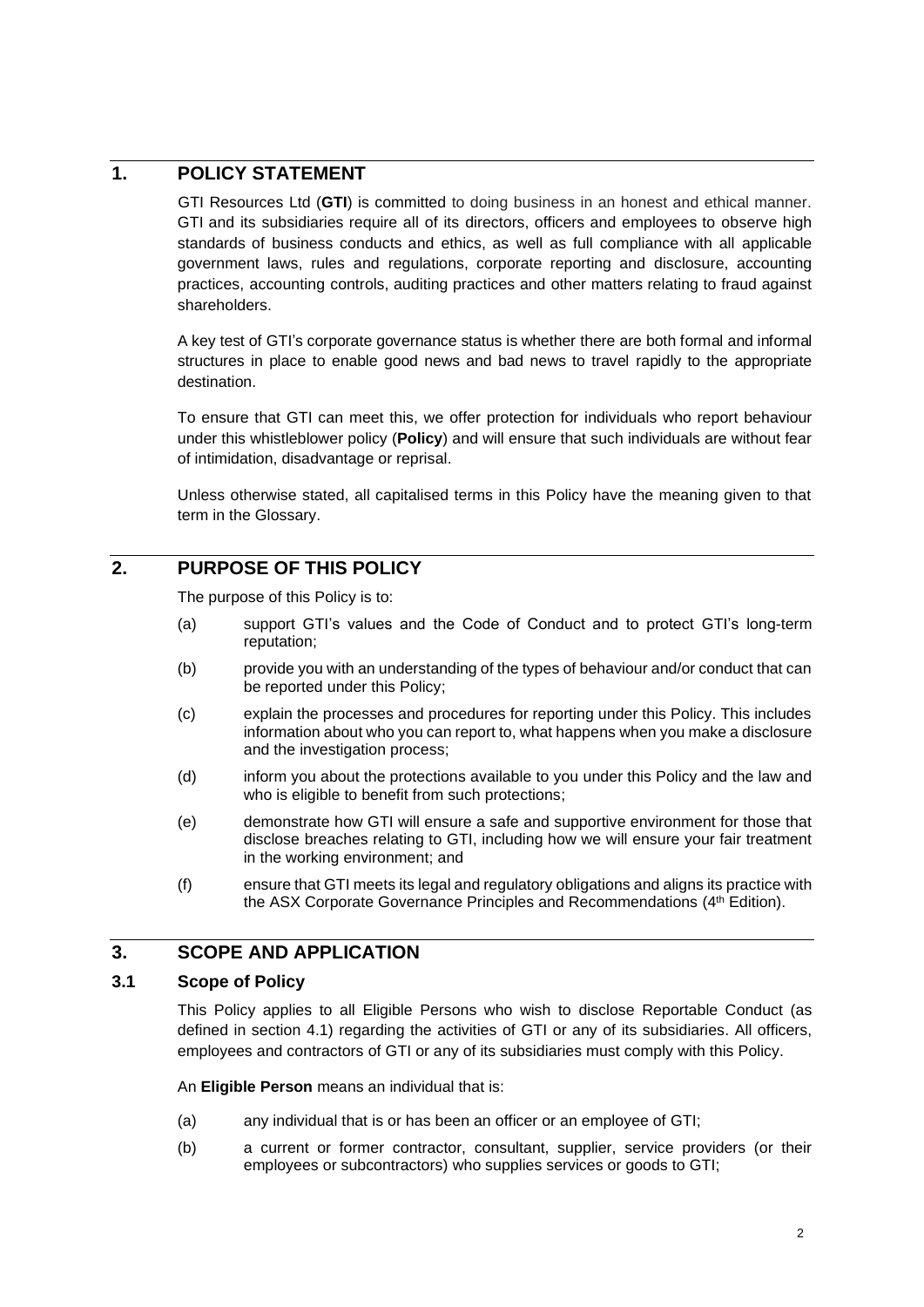## 1. POLICY STATEMENT

GTI Resources Ltd (**GTI**) is committed to doing business in an honest and ethical manner. GTI and its subsidiaries require all of its directors, officers and employees to observe high standards of business conducts and ethics, as well as full compliance with all applicable government laws, rules and regulations, corporate reporting and disclosure, accounting practices, accounting controls, auditing practices and other matters relating to fraud against shareholders.

A key test of GTI's corporate governance status is whether there are both formal and informal structures in place to enable good news and bad news to travel rapidly to the appropriate destination.

To ensure that GTI can meet this, we offer protection for individuals who report behaviour under this whistleblower policy (**Policy**) and will ensure that such individuals are without fear of intimidation, disadvantage or reprisal.

Unless otherwise stated, all capitalised terms in this Policy have the meaning given to that term in the Glossary.

## 2. PURPOSE OF THIS POLICY

The purpose of this Policy is to:

(a) support GTI's values and the Code of Conduct and to protect GTI's long-term reputation;

(b) provide you with an understanding of the types of behaviour and/or conduct that can be reported under this Policy;

(c) explain the processes and procedures for reporting under this Policy. This includes information about who you can report to, what happens when you make a disclosure and the investigation process;

(d) inform you about the protections available to you under this Policy and the law and who is eligible to benefit from such protections;

(e) demonstrate how GTI will ensure a safe and supportive environment for those that disclose breaches relating to GTI, including how we will ensure your fair treatment in the working environment; and

(f) ensure that GTI meets its legal and regulatory obligations and aligns its practice with the ASX Corporate Governance Principles and Recommendations (4th Edition).

## 3. SCOPE AND APPLICATION

### 3.1 Scope of Policy

This Policy applies to all Eligible Persons who wish to disclose Reportable Conduct (as defined in section 4.1) regarding the activities of GTI or any of its subsidiaries. All officers, employees and contractors of GTI or any of its subsidiaries must comply with this Policy.

An **Eligible Person** means an individual that is:

(a) any individual that is or has been an officer or an employee of GTI;

(b) a current or former contractor, consultant, supplier, service providers (or their employees or subcontractors) who supplies services or goods to GTI;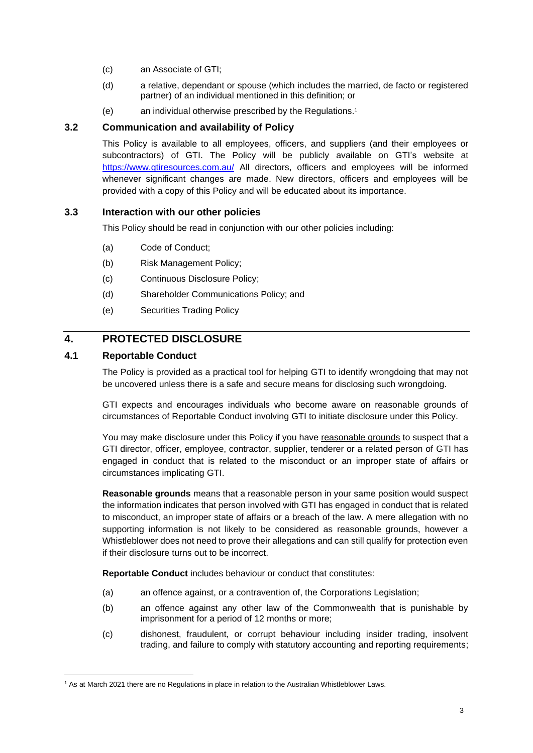(c) an Associate of GTI;

(d) a relative, dependant or spouse (which includes the married, de facto or registered partner) of an individual mentioned in this definition; or

(e) an individual otherwise prescribed by the Regulations.[1]

### 3.2 Communication and availability of Policy

This Policy is available to all employees, officers, and suppliers (and their employees or subcontractors) of GTI. The Policy will be publicly available on GTI's website at https://www.gtiresources.com.au/ All directors, officers and employees will be informed whenever significant changes are made. New directors, officers and employees will be provided with a copy of this Policy and will be educated about its importance.

### 3.3 Interaction with our other policies

This Policy should be read in conjunction with our other policies including:

(a) Code of Conduct;

(b) Risk Management Policy;

(c) Continuous Disclosure Policy;

(d) Shareholder Communications Policy; and

(e) Securities Trading Policy

## 4. PROTECTED DISCLOSURE

### 4.1 Reportable Conduct

The Policy is provided as a practical tool for helping GTI to identify wrongdoing that may not be uncovered unless there is a safe and secure means for disclosing such wrongdoing.

GTI expects and encourages individuals who become aware on reasonable grounds of circumstances of Reportable Conduct involving GTI to initiate disclosure under this Policy.

You may make disclosure under this Policy if you have reasonable grounds to suspect that a GTI director, officer, employee, contractor, supplier, tenderer or a related person of GTI has engaged in conduct that is related to the misconduct or an improper state of affairs or circumstances implicating GTI.

**Reasonable grounds** means that a reasonable person in your same position would suspect the information indicates that person involved with GTI has engaged in conduct that is related to misconduct, an improper state of affairs or a breach of the law. A mere allegation with no supporting information is not likely to be considered as reasonable grounds, however a Whistleblower does not need to prove their allegations and can still qualify for protection even if their disclosure turns out to be incorrect.

**Reportable Conduct** includes behaviour or conduct that constitutes:

(a) an offence against, or a contravention of, the Corporations Legislation;

(b) an offence against any other law of the Commonwealth that is punishable by imprisonment for a period of 12 months or more;

(c) dishonest, fraudulent, or corrupt behaviour including insider trading, insolvent trading, and failure to comply with statutory accounting and reporting requirements;

---

[1] As at March 2021 there are no Regulations in place in relation to the Australian Whistleblower Laws.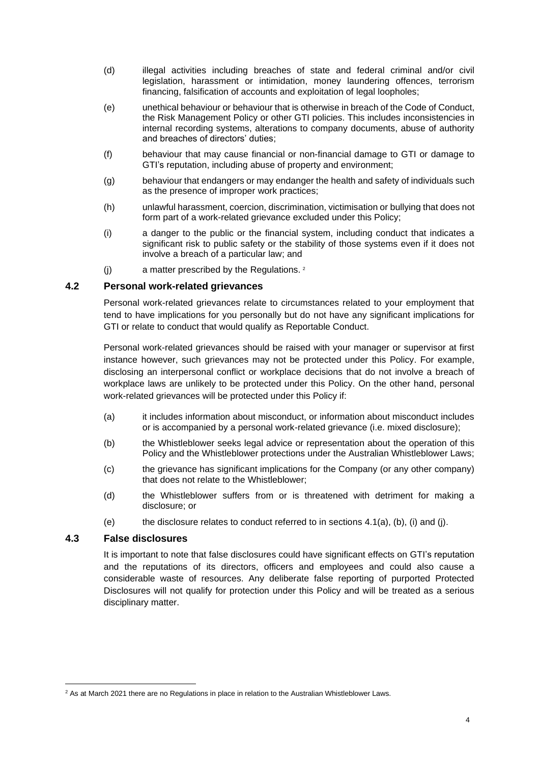(d) illegal activities including breaches of state and federal criminal and/or civil legislation, harassment or intimidation, money laundering offences, terrorism financing, falsification of accounts and exploitation of legal loopholes;

(e) unethical behaviour or behaviour that is otherwise in breach of the Code of Conduct, the Risk Management Policy or other GTI policies. This includes inconsistencies in internal recording systems, alterations to company documents, abuse of authority and breaches of directors' duties;

(f) behaviour that may cause financial or non-financial damage to GTI or damage to GTI's reputation, including abuse of property and environment;

(g) behaviour that endangers or may endanger the health and safety of individuals such as the presence of improper work practices;

(h) unlawful harassment, coercion, discrimination, victimisation or bullying that does not form part of a work-related grievance excluded under this Policy;

(i) a danger to the public or the financial system, including conduct that indicates a significant risk to public safety or the stability of those systems even if it does not involve a breach of a particular law; and

(j) a matter prescribed by the Regulations. [2]

## 4.2 Personal work-related grievances

Personal work-related grievances relate to circumstances related to your employment that tend to have implications for you personally but do not have any significant implications for GTI or relate to conduct that would qualify as Reportable Conduct.

Personal work-related grievances should be raised with your manager or supervisor at first instance however, such grievances may not be protected under this Policy. For example, disclosing an interpersonal conflict or workplace decisions that do not involve a breach of workplace laws are unlikely to be protected under this Policy. On the other hand, personal work-related grievances will be protected under this Policy if:

(a) it includes information about misconduct, or information about misconduct includes or is accompanied by a personal work-related grievance (i.e. mixed disclosure);

(b) the Whistleblower seeks legal advice or representation about the operation of this Policy and the Whistleblower protections under the Australian Whistleblower Laws;

(c) the grievance has significant implications for the Company (or any other company) that does not relate to the Whistleblower;

(d) the Whistleblower suffers from or is threatened with detriment for making a disclosure; or

(e) the disclosure relates to conduct referred to in sections 4.1(a), (b), (i) and (j).

## 4.3 False disclosures

It is important to note that false disclosures could have significant effects on GTI's reputation and the reputations of its directors, officers and employees and could also cause a considerable waste of resources. Any deliberate false reporting of purported Protected Disclosures will not qualify for protection under this Policy and will be treated as a serious disciplinary matter.

---

[2] As at March 2021 there are no Regulations in place in relation to the Australian Whistleblower Laws.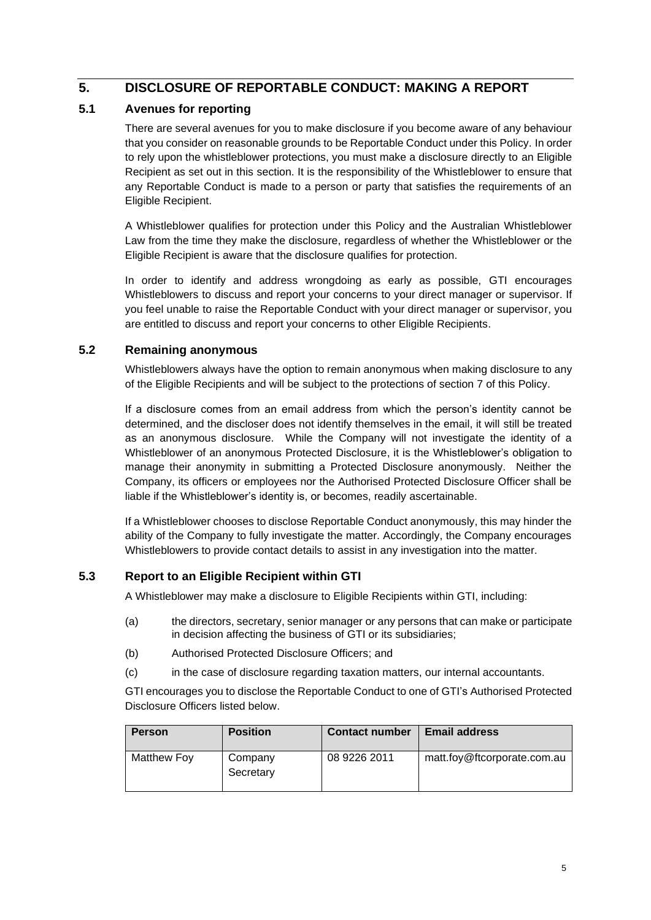## 5. DISCLOSURE OF REPORTABLE CONDUCT: MAKING A REPORT

### 5.1 Avenues for reporting

There are several avenues for you to make disclosure if you become aware of any behaviour that you consider on reasonable grounds to be Reportable Conduct under this Policy. In order to rely upon the whistleblower protections, you must make a disclosure directly to an Eligible Recipient as set out in this section. It is the responsibility of the Whistleblower to ensure that any Reportable Conduct is made to a person or party that satisfies the requirements of an Eligible Recipient.

A Whistleblower qualifies for protection under this Policy and the Australian Whistleblower Law from the time they make the disclosure, regardless of whether the Whistleblower or the Eligible Recipient is aware that the disclosure qualifies for protection.

In order to identify and address wrongdoing as early as possible, GTI encourages Whistleblowers to discuss and report your concerns to your direct manager or supervisor. If you feel unable to raise the Reportable Conduct with your direct manager or supervisor, you are entitled to discuss and report your concerns to other Eligible Recipients.

### 5.2 Remaining anonymous

Whistleblowers always have the option to remain anonymous when making disclosure to any of the Eligible Recipients and will be subject to the protections of section 7 of this Policy.

If a disclosure comes from an email address from which the person's identity cannot be determined, and the discloser does not identify themselves in the email, it will still be treated as an anonymous disclosure. While the Company will not investigate the identity of a Whistleblower of an anonymous Protected Disclosure, it is the Whistleblower's obligation to manage their anonymity in submitting a Protected Disclosure anonymously. Neither the Company, its officers or employees nor the Authorised Protected Disclosure Officer shall be liable if the Whistleblower's identity is, or becomes, readily ascertainable.

If a Whistleblower chooses to disclose Reportable Conduct anonymously, this may hinder the ability of the Company to fully investigate the matter. Accordingly, the Company encourages Whistleblowers to provide contact details to assist in any investigation into the matter.

### 5.3 Report to an Eligible Recipient within GTI

A Whistleblower may make a disclosure to Eligible Recipients within GTI, including:

(a) the directors, secretary, senior manager or any persons that can make or participate in decision affecting the business of GTI or its subsidiaries;

(b) Authorised Protected Disclosure Officers; and

(c) in the case of disclosure regarding taxation matters, our internal accountants.

GTI encourages you to disclose the Reportable Conduct to one of GTI's Authorised Protected Disclosure Officers listed below.

| Person | Position | Contact number | Email address |
|---|---|---|---|
| Matthew Foy | Company Secretary | 08 9226 2011 | matt.foy@ftcorporate.com.au |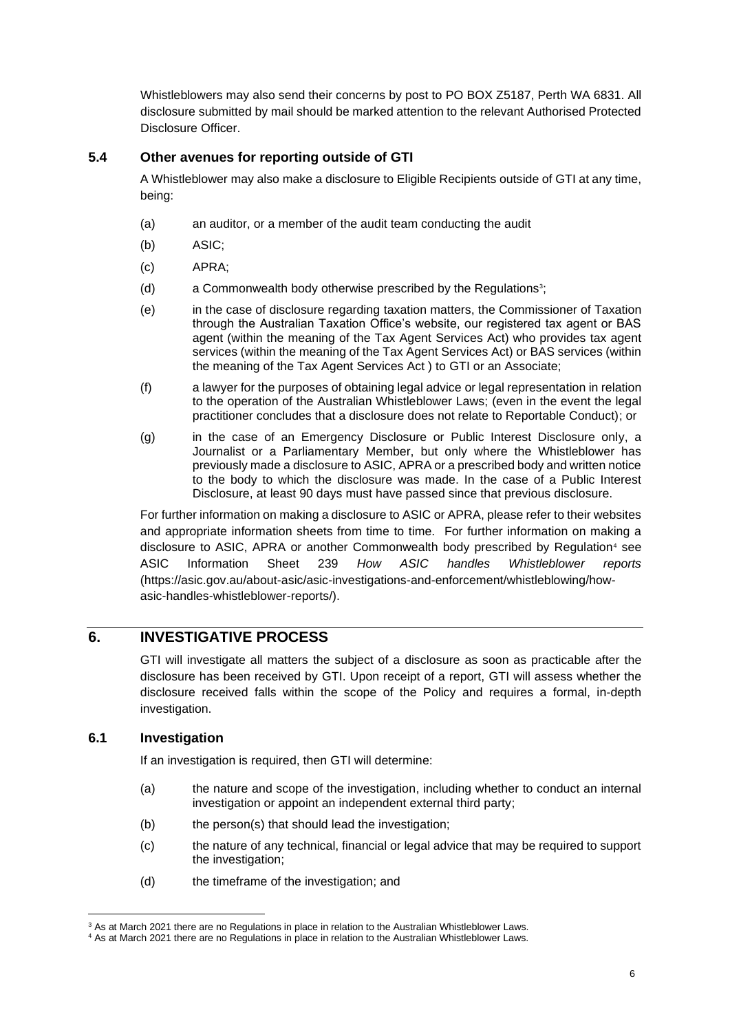Whistleblowers may also send their concerns by post to PO BOX Z5187, Perth WA 6831. All disclosure submitted by mail should be marked attention to the relevant Authorised Protected Disclosure Officer.

### 5.4 Other avenues for reporting outside of GTI

A Whistleblower may also make a disclosure to Eligible Recipients outside of GTI at any time, being:

(a) an auditor, or a member of the audit team conducting the audit

(b) ASIC;

(c) APRA;

(d) a Commonwealth body otherwise prescribed by the Regulations[3];

(e) in the case of disclosure regarding taxation matters, the Commissioner of Taxation through the Australian Taxation Office's website, our registered tax agent or BAS agent (within the meaning of the Tax Agent Services Act) who provides tax agent services (within the meaning of the Tax Agent Services Act) or BAS services (within the meaning of the Tax Agent Services Act ) to GTI or an Associate;

(f) a lawyer for the purposes of obtaining legal advice or legal representation in relation to the operation of the Australian Whistleblower Laws; (even in the event the legal practitioner concludes that a disclosure does not relate to Reportable Conduct); or

(g) in the case of an Emergency Disclosure or Public Interest Disclosure only, a Journalist or a Parliamentary Member, but only where the Whistleblower has previously made a disclosure to ASIC, APRA or a prescribed body and written notice to the body to which the disclosure was made. In the case of a Public Interest Disclosure, at least 90 days must have passed since that previous disclosure.

For further information on making a disclosure to ASIC or APRA, please refer to their websites and appropriate information sheets from time to time. For further information on making a disclosure to ASIC, APRA or another Commonwealth body prescribed by Regulation[4] see ASIC Information Sheet 239 *How ASIC handles Whistleblower reports* (https://asic.gov.au/about-asic/asic-investigations-and-enforcement/whistleblowing/how-asic-handles-whistleblower-reports/).

## 6. INVESTIGATIVE PROCESS

GTI will investigate all matters the subject of a disclosure as soon as practicable after the disclosure has been received by GTI. Upon receipt of a report, GTI will assess whether the disclosure received falls within the scope of the Policy and requires a formal, in-depth investigation.

### 6.1 Investigation

If an investigation is required, then GTI will determine:

(a) the nature and scope of the investigation, including whether to conduct an internal investigation or appoint an independent external third party;

(b) the person(s) that should lead the investigation;

(c) the nature of any technical, financial or legal advice that may be required to support the investigation;

(d) the timeframe of the investigation; and

---

[3] As at March 2021 there are no Regulations in place in relation to the Australian Whistleblower Laws.

[4] As at March 2021 there are no Regulations in place in relation to the Australian Whistleblower Laws.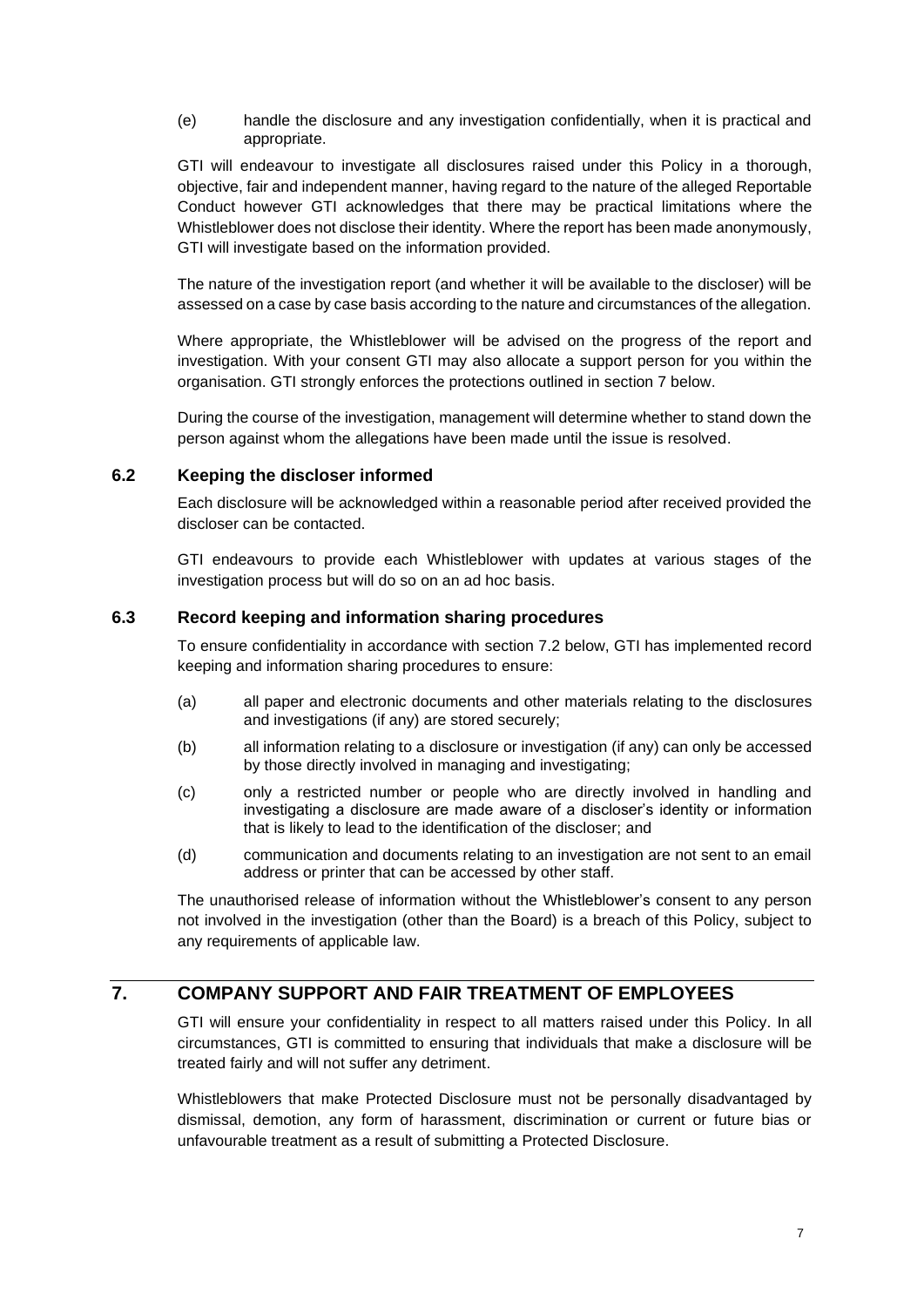(e) handle the disclosure and any investigation confidentially, when it is practical and appropriate.

GTI will endeavour to investigate all disclosures raised under this Policy in a thorough, objective, fair and independent manner, having regard to the nature of the alleged Reportable Conduct however GTI acknowledges that there may be practical limitations where the Whistleblower does not disclose their identity. Where the report has been made anonymously, GTI will investigate based on the information provided.

The nature of the investigation report (and whether it will be available to the discloser) will be assessed on a case by case basis according to the nature and circumstances of the allegation.

Where appropriate, the Whistleblower will be advised on the progress of the report and investigation. With your consent GTI may also allocate a support person for you within the organisation. GTI strongly enforces the protections outlined in section 7 below.

During the course of the investigation, management will determine whether to stand down the person against whom the allegations have been made until the issue is resolved.

### 6.2 Keeping the discloser informed

Each disclosure will be acknowledged within a reasonable period after received provided the discloser can be contacted.

GTI endeavours to provide each Whistleblower with updates at various stages of the investigation process but will do so on an ad hoc basis.

### 6.3 Record keeping and information sharing procedures

To ensure confidentiality in accordance with section 7.2 below, GTI has implemented record keeping and information sharing procedures to ensure:

(a) all paper and electronic documents and other materials relating to the disclosures and investigations (if any) are stored securely;

(b) all information relating to a disclosure or investigation (if any) can only be accessed by those directly involved in managing and investigating;

(c) only a restricted number or people who are directly involved in handling and investigating a disclosure are made aware of a discloser's identity or information that is likely to lead to the identification of the discloser; and

(d) communication and documents relating to an investigation are not sent to an email address or printer that can be accessed by other staff.

The unauthorised release of information without the Whistleblower's consent to any person not involved in the investigation (other than the Board) is a breach of this Policy, subject to any requirements of applicable law.

## 7. COMPANY SUPPORT AND FAIR TREATMENT OF EMPLOYEES

GTI will ensure your confidentiality in respect to all matters raised under this Policy. In all circumstances, GTI is committed to ensuring that individuals that make a disclosure will be treated fairly and will not suffer any detriment.

Whistleblowers that make Protected Disclosure must not be personally disadvantaged by dismissal, demotion, any form of harassment, discrimination or current or future bias or unfavourable treatment as a result of submitting a Protected Disclosure.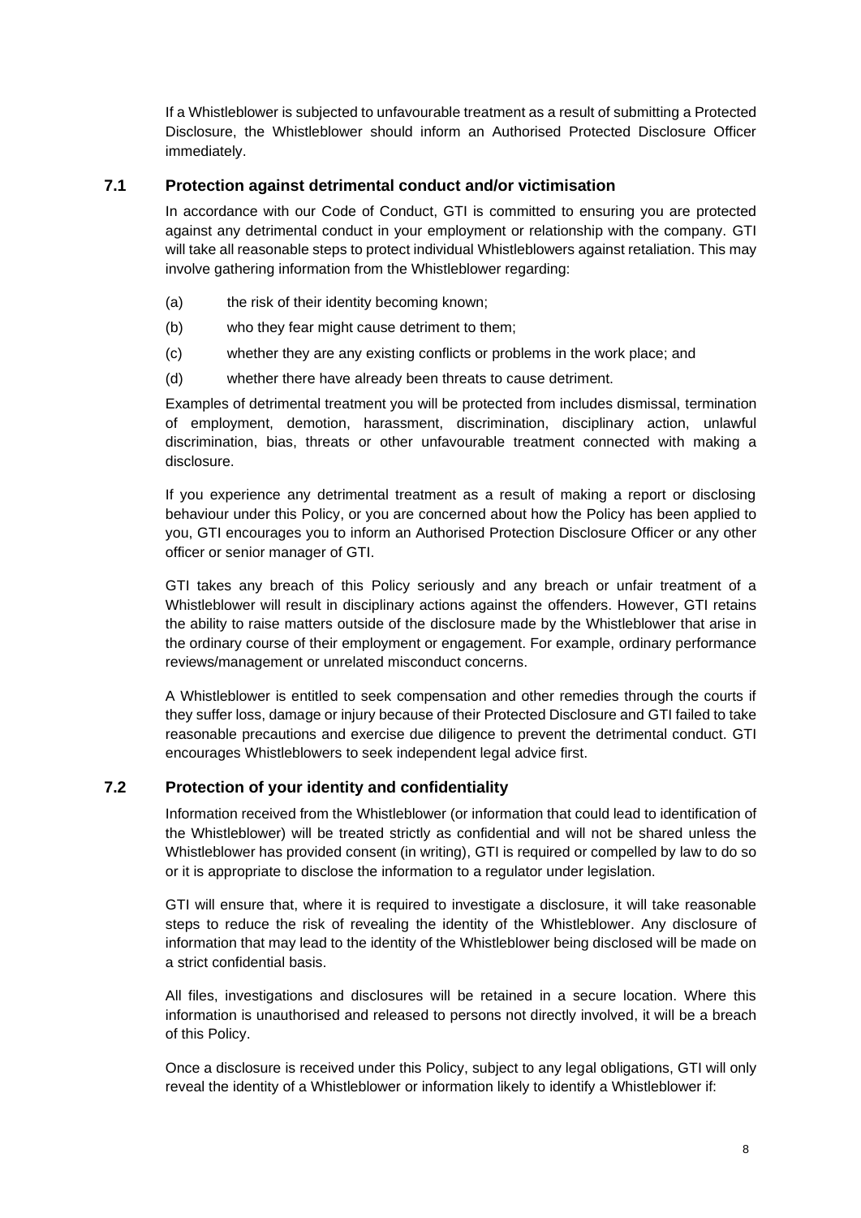If a Whistleblower is subjected to unfavourable treatment as a result of submitting a Protected Disclosure, the Whistleblower should inform an Authorised Protected Disclosure Officer immediately.

### 7.1 Protection against detrimental conduct and/or victimisation

In accordance with our Code of Conduct, GTI is committed to ensuring you are protected against any detrimental conduct in your employment or relationship with the company. GTI will take all reasonable steps to protect individual Whistleblowers against retaliation. This may involve gathering information from the Whistleblower regarding:

(a) the risk of their identity becoming known;

(b) who they fear might cause detriment to them;

(c) whether they are any existing conflicts or problems in the work place; and

(d) whether there have already been threats to cause detriment.

Examples of detrimental treatment you will be protected from includes dismissal, termination of employment, demotion, harassment, discrimination, disciplinary action, unlawful discrimination, bias, threats or other unfavourable treatment connected with making a disclosure.

If you experience any detrimental treatment as a result of making a report or disclosing behaviour under this Policy, or you are concerned about how the Policy has been applied to you, GTI encourages you to inform an Authorised Protection Disclosure Officer or any other officer or senior manager of GTI.

GTI takes any breach of this Policy seriously and any breach or unfair treatment of a Whistleblower will result in disciplinary actions against the offenders. However, GTI retains the ability to raise matters outside of the disclosure made by the Whistleblower that arise in the ordinary course of their employment or engagement. For example, ordinary performance reviews/management or unrelated misconduct concerns.

A Whistleblower is entitled to seek compensation and other remedies through the courts if they suffer loss, damage or injury because of their Protected Disclosure and GTI failed to take reasonable precautions and exercise due diligence to prevent the detrimental conduct. GTI encourages Whistleblowers to seek independent legal advice first.

### 7.2 Protection of your identity and confidentiality

Information received from the Whistleblower (or information that could lead to identification of the Whistleblower) will be treated strictly as confidential and will not be shared unless the Whistleblower has provided consent (in writing), GTI is required or compelled by law to do so or it is appropriate to disclose the information to a regulator under legislation.

GTI will ensure that, where it is required to investigate a disclosure, it will take reasonable steps to reduce the risk of revealing the identity of the Whistleblower. Any disclosure of information that may lead to the identity of the Whistleblower being disclosed will be made on a strict confidential basis.

All files, investigations and disclosures will be retained in a secure location. Where this information is unauthorised and released to persons not directly involved, it will be a breach of this Policy.

Once a disclosure is received under this Policy, subject to any legal obligations, GTI will only reveal the identity of a Whistleblower or information likely to identify a Whistleblower if: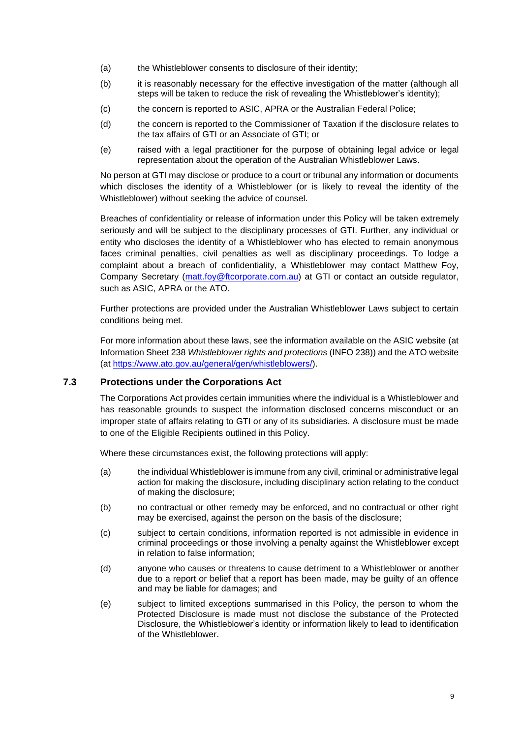(a) the Whistleblower consents to disclosure of their identity;

(b) it is reasonably necessary for the effective investigation of the matter (although all steps will be taken to reduce the risk of revealing the Whistleblower's identity);

(c) the concern is reported to ASIC, APRA or the Australian Federal Police;

(d) the concern is reported to the Commissioner of Taxation if the disclosure relates to the tax affairs of GTI or an Associate of GTI; or

(e) raised with a legal practitioner for the purpose of obtaining legal advice or legal representation about the operation of the Australian Whistleblower Laws.

No person at GTI may disclose or produce to a court or tribunal any information or documents which discloses the identity of a Whistleblower (or is likely to reveal the identity of the Whistleblower) without seeking the advice of counsel.

Breaches of confidentiality or release of information under this Policy will be taken extremely seriously and will be subject to the disciplinary processes of GTI. Further, any individual or entity who discloses the identity of a Whistleblower who has elected to remain anonymous faces criminal penalties, civil penalties as well as disciplinary proceedings. To lodge a complaint about a breach of confidentiality, a Whistleblower may contact Matthew Foy, Company Secretary (matt.foy@ftcorporate.com.au) at GTI or contact an outside regulator, such as ASIC, APRA or the ATO.

Further protections are provided under the Australian Whistleblower Laws subject to certain conditions being met.

For more information about these laws, see the information available on the ASIC website (at Information Sheet 238 *Whistleblower rights and protections* (INFO 238)) and the ATO website (at https://www.ato.gov.au/general/gen/whistleblowers/).

### 7.3 Protections under the Corporations Act

The Corporations Act provides certain immunities where the individual is a Whistleblower and has reasonable grounds to suspect the information disclosed concerns misconduct or an improper state of affairs relating to GTI or any of its subsidiaries. A disclosure must be made to one of the Eligible Recipients outlined in this Policy.

Where these circumstances exist, the following protections will apply:

(a) the individual Whistleblower is immune from any civil, criminal or administrative legal action for making the disclosure, including disciplinary action relating to the conduct of making the disclosure;

(b) no contractual or other remedy may be enforced, and no contractual or other right may be exercised, against the person on the basis of the disclosure;

(c) subject to certain conditions, information reported is not admissible in evidence in criminal proceedings or those involving a penalty against the Whistleblower except in relation to false information;

(d) anyone who causes or threatens to cause detriment to a Whistleblower or another due to a report or belief that a report has been made, may be guilty of an offence and may be liable for damages; and

(e) subject to limited exceptions summarised in this Policy, the person to whom the Protected Disclosure is made must not disclose the substance of the Protected Disclosure, the Whistleblower's identity or information likely to lead to identification of the Whistleblower.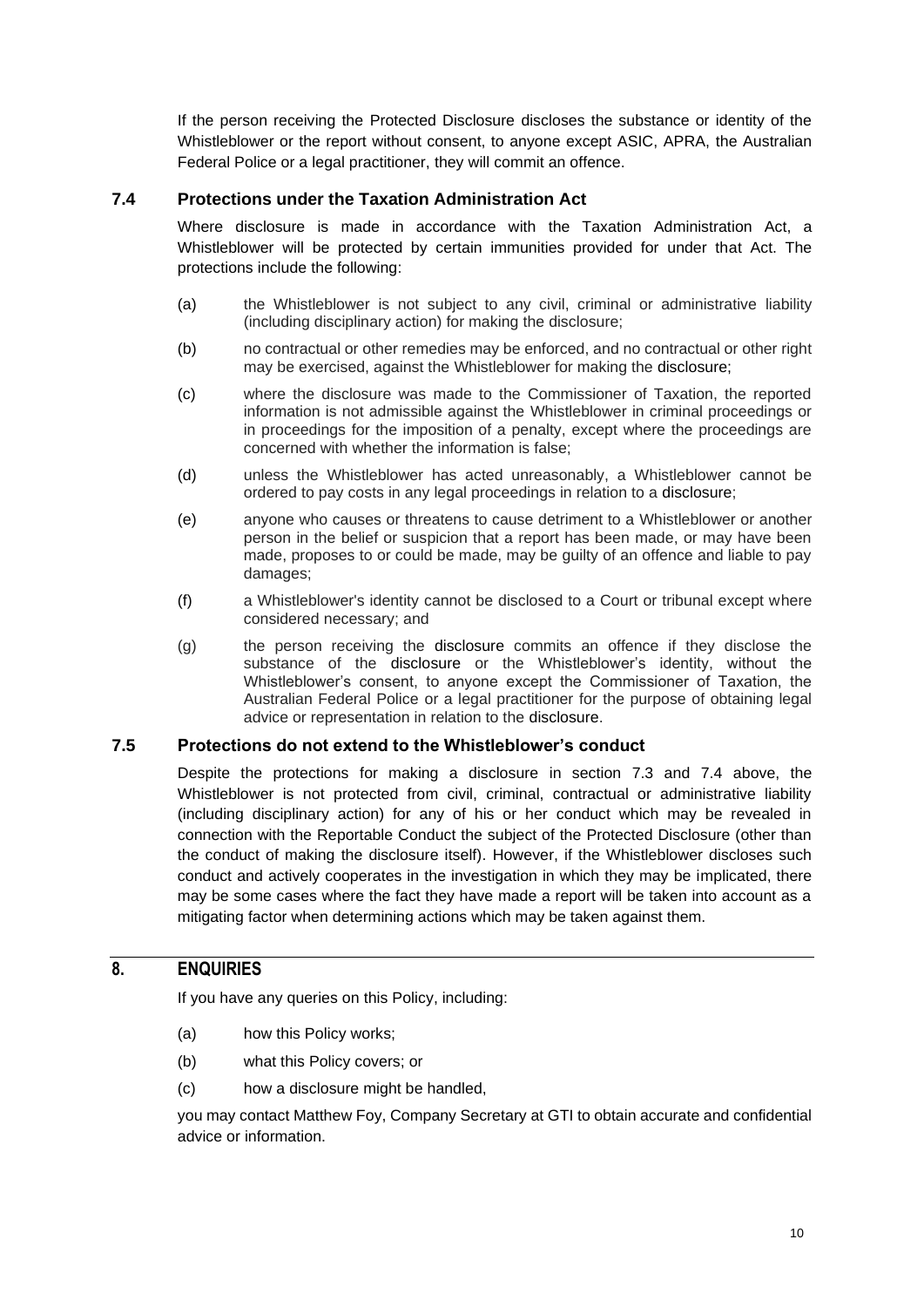If the person receiving the Protected Disclosure discloses the substance or identity of the Whistleblower or the report without consent, to anyone except ASIC, APRA, the Australian Federal Police or a legal practitioner, they will commit an offence.

### 7.4 Protections under the Taxation Administration Act

Where disclosure is made in accordance with the Taxation Administration Act, a Whistleblower will be protected by certain immunities provided for under that Act. The protections include the following:

(a) the Whistleblower is not subject to any civil, criminal or administrative liability (including disciplinary action) for making the disclosure;

(b) no contractual or other remedies may be enforced, and no contractual or other right may be exercised, against the Whistleblower for making the disclosure;

(c) where the disclosure was made to the Commissioner of Taxation, the reported information is not admissible against the Whistleblower in criminal proceedings or in proceedings for the imposition of a penalty, except where the proceedings are concerned with whether the information is false;

(d) unless the Whistleblower has acted unreasonably, a Whistleblower cannot be ordered to pay costs in any legal proceedings in relation to a disclosure;

(e) anyone who causes or threatens to cause detriment to a Whistleblower or another person in the belief or suspicion that a report has been made, or may have been made, proposes to or could be made, may be guilty of an offence and liable to pay damages;

(f) a Whistleblower's identity cannot be disclosed to a Court or tribunal except where considered necessary; and

(g) the person receiving the disclosure commits an offence if they disclose the substance of the disclosure or the Whistleblower's identity, without the Whistleblower's consent, to anyone except the Commissioner of Taxation, the Australian Federal Police or a legal practitioner for the purpose of obtaining legal advice or representation in relation to the disclosure.

### 7.5 Protections do not extend to the Whistleblower's conduct

Despite the protections for making a disclosure in section 7.3 and 7.4 above, the Whistleblower is not protected from civil, criminal, contractual or administrative liability (including disciplinary action) for any of his or her conduct which may be revealed in connection with the Reportable Conduct the subject of the Protected Disclosure (other than the conduct of making the disclosure itself). However, if the Whistleblower discloses such conduct and actively cooperates in the investigation in which they may be implicated, there may be some cases where the fact they have made a report will be taken into account as a mitigating factor when determining actions which may be taken against them.

## 8. ENQUIRIES

If you have any queries on this Policy, including:

(a) how this Policy works;

(b) what this Policy covers; or

(c) how a disclosure might be handled,

you may contact Matthew Foy, Company Secretary at GTI to obtain accurate and confidential advice or information.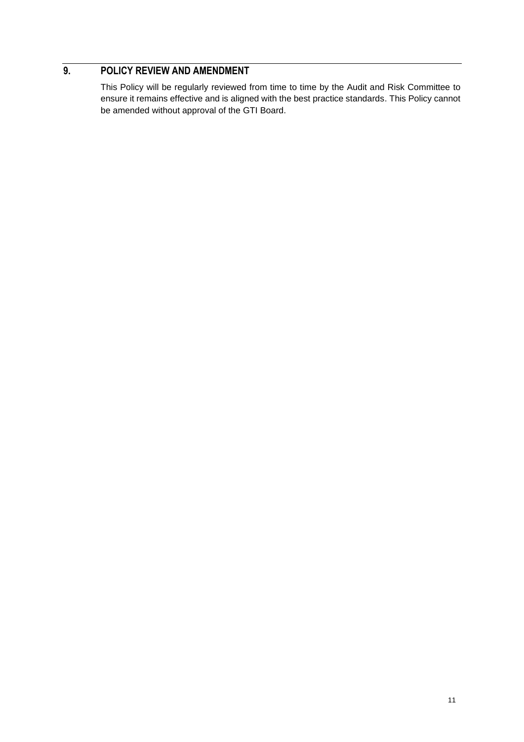## 9. POLICY REVIEW AND AMENDMENT

This Policy will be regularly reviewed from time to time by the Audit and Risk Committee to ensure it remains effective and is aligned with the best practice standards. This Policy cannot be amended without approval of the GTI Board.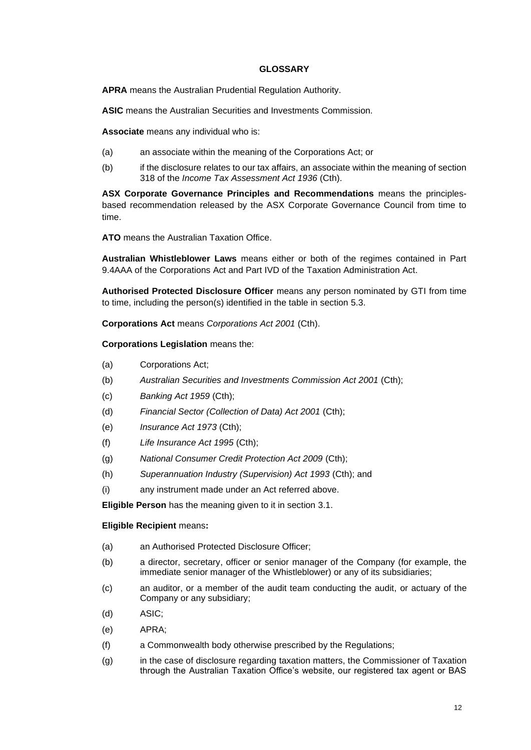# GLOSSARY

**APRA** means the Australian Prudential Regulation Authority.

**ASIC** means the Australian Securities and Investments Commission.

**Associate** means any individual who is:

(a) an associate within the meaning of the Corporations Act; or

(b) if the disclosure relates to our tax affairs, an associate within the meaning of section 318 of the *Income Tax Assessment Act 1936* (Cth).

**ASX Corporate Governance Principles and Recommendations** means the principles-based recommendation released by the ASX Corporate Governance Council from time to time.

**ATO** means the Australian Taxation Office.

**Australian Whistleblower Laws** means either or both of the regimes contained in Part 9.4AAA of the Corporations Act and Part IVD of the Taxation Administration Act.

**Authorised Protected Disclosure Officer** means any person nominated by GTI from time to time, including the person(s) identified in the table in section 5.3.

**Corporations Act** means *Corporations Act 2001* (Cth).

**Corporations Legislation** means the:

(a) Corporations Act;

(b) *Australian Securities and Investments Commission Act 2001* (Cth);

(c) *Banking Act 1959* (Cth);

(d) *Financial Sector (Collection of Data) Act 2001* (Cth);

(e) *Insurance Act 1973* (Cth);

(f) *Life Insurance Act 1995* (Cth);

(g) *National Consumer Credit Protection Act 2009* (Cth);

(h) *Superannuation Industry (Supervision) Act 1993* (Cth); and

(i) any instrument made under an Act referred above.

**Eligible Person** has the meaning given to it in section 3.1.

**Eligible Recipient** means**:**

(a) an Authorised Protected Disclosure Officer;

(b) a director, secretary, officer or senior manager of the Company (for example, the immediate senior manager of the Whistleblower) or any of its subsidiaries;

(c) an auditor, or a member of the audit team conducting the audit, or actuary of the Company or any subsidiary;

(d) ASIC;

(e) APRA;

(f) a Commonwealth body otherwise prescribed by the Regulations;

(g) in the case of disclosure regarding taxation matters, the Commissioner of Taxation through the Australian Taxation Office's website, our registered tax agent or BAS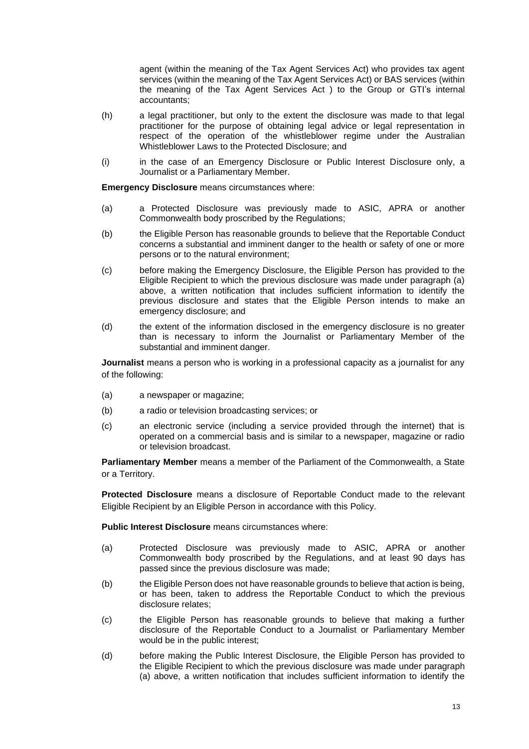agent (within the meaning of the Tax Agent Services Act) who provides tax agent services (within the meaning of the Tax Agent Services Act) or BAS services (within the meaning of the Tax Agent Services Act ) to the Group or GTI's internal accountants;

(h) a legal practitioner, but only to the extent the disclosure was made to that legal practitioner for the purpose of obtaining legal advice or legal representation in respect of the operation of the whistleblower regime under the Australian Whistleblower Laws to the Protected Disclosure; and

(i) in the case of an Emergency Disclosure or Public Interest Disclosure only, a Journalist or a Parliamentary Member.

**Emergency Disclosure** means circumstances where:

(a) a Protected Disclosure was previously made to ASIC, APRA or another Commonwealth body proscribed by the Regulations;

(b) the Eligible Person has reasonable grounds to believe that the Reportable Conduct concerns a substantial and imminent danger to the health or safety of one or more persons or to the natural environment;

(c) before making the Emergency Disclosure, the Eligible Person has provided to the Eligible Recipient to which the previous disclosure was made under paragraph (a) above, a written notification that includes sufficient information to identify the previous disclosure and states that the Eligible Person intends to make an emergency disclosure; and

(d) the extent of the information disclosed in the emergency disclosure is no greater than is necessary to inform the Journalist or Parliamentary Member of the substantial and imminent danger.

**Journalist** means a person who is working in a professional capacity as a journalist for any of the following:

(a) a newspaper or magazine;

(b) a radio or television broadcasting services; or

(c) an electronic service (including a service provided through the internet) that is operated on a commercial basis and is similar to a newspaper, magazine or radio or television broadcast.

**Parliamentary Member** means a member of the Parliament of the Commonwealth, a State or a Territory.

**Protected Disclosure** means a disclosure of Reportable Conduct made to the relevant Eligible Recipient by an Eligible Person in accordance with this Policy.

**Public Interest Disclosure** means circumstances where:

(a) Protected Disclosure was previously made to ASIC, APRA or another Commonwealth body proscribed by the Regulations, and at least 90 days has passed since the previous disclosure was made;

(b) the Eligible Person does not have reasonable grounds to believe that action is being, or has been, taken to address the Reportable Conduct to which the previous disclosure relates;

(c) the Eligible Person has reasonable grounds to believe that making a further disclosure of the Reportable Conduct to a Journalist or Parliamentary Member would be in the public interest;

(d) before making the Public Interest Disclosure, the Eligible Person has provided to the Eligible Recipient to which the previous disclosure was made under paragraph (a) above, a written notification that includes sufficient information to identify the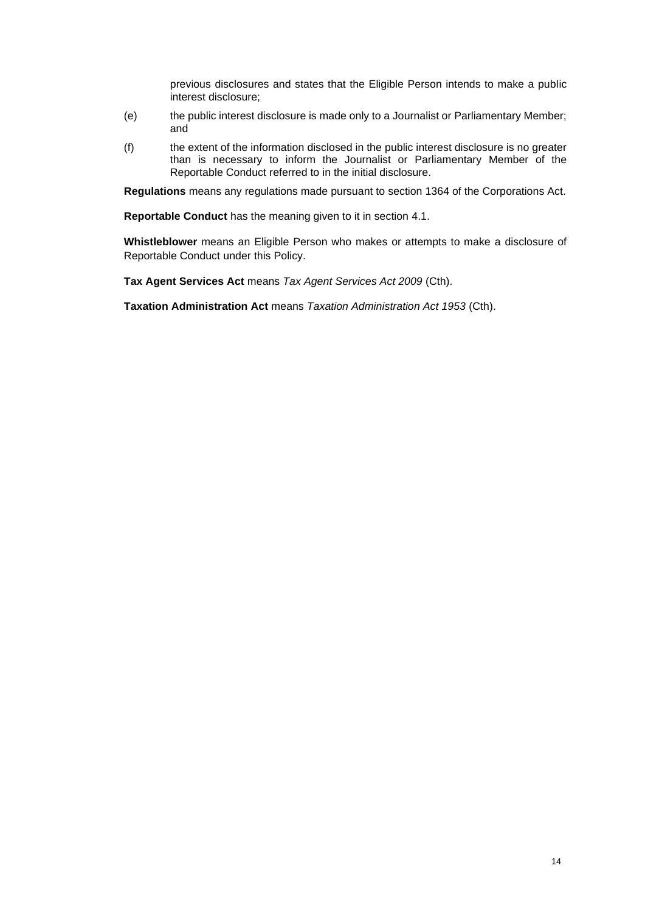previous disclosures and states that the Eligible Person intends to make a public interest disclosure;

(e) the public interest disclosure is made only to a Journalist or Parliamentary Member; and

(f) the extent of the information disclosed in the public interest disclosure is no greater than is necessary to inform the Journalist or Parliamentary Member of the Reportable Conduct referred to in the initial disclosure.

**Regulations** means any regulations made pursuant to section 1364 of the Corporations Act.

**Reportable Conduct** has the meaning given to it in section 4.1.

**Whistleblower** means an Eligible Person who makes or attempts to make a disclosure of Reportable Conduct under this Policy.

**Tax Agent Services Act** means *Tax Agent Services Act 2009* (Cth).

**Taxation Administration Act** means *Taxation Administration Act 1953* (Cth).